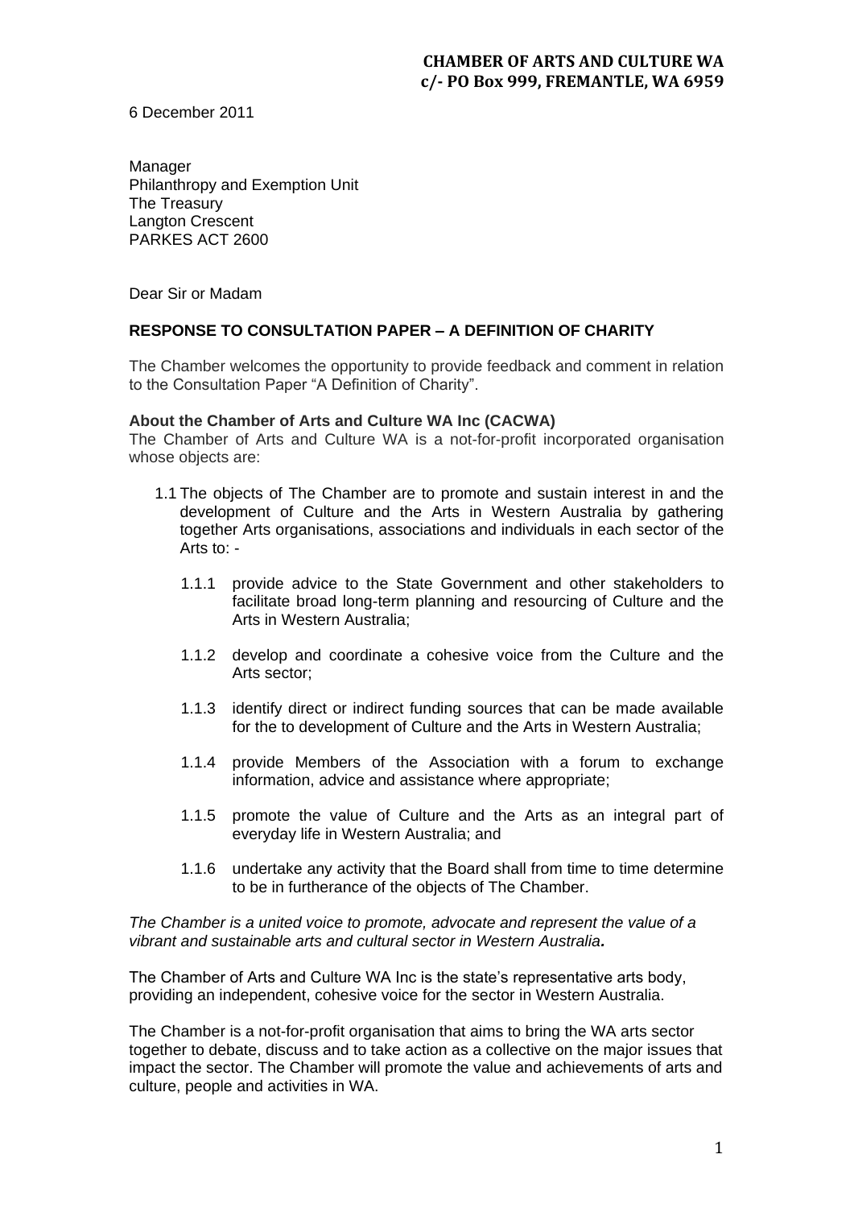**CHAMBER OF ARTS AND CULTURE WA**
**c/- PO Box 999, FREMANTLE, WA 6959**

6 December 2011

Manager
Philanthropy and Exemption Unit
The Treasury
Langton Crescent
PARKES ACT 2600

Dear Sir or Madam

**RESPONSE TO CONSULTATION PAPER – A DEFINITION OF CHARITY**

The Chamber welcomes the opportunity to provide feedback and comment in relation to the Consultation Paper "A Definition of Charity".

**About the Chamber of Arts and Culture WA Inc (CACWA)**

The Chamber of Arts and Culture WA is a not-for-profit incorporated organisation whose objects are:

1.1 The objects of The Chamber are to promote and sustain interest in and the development of Culture and the Arts in Western Australia by gathering together Arts organisations, associations and individuals in each sector of the Arts to: -

1.1.1 provide advice to the State Government and other stakeholders to facilitate broad long-term planning and resourcing of Culture and the Arts in Western Australia;

1.1.2 develop and coordinate a cohesive voice from the Culture and the Arts sector;

1.1.3 identify direct or indirect funding sources that can be made available for the to development of Culture and the Arts in Western Australia;

1.1.4 provide Members of the Association with a forum to exchange information, advice and assistance where appropriate;

1.1.5 promote the value of Culture and the Arts as an integral part of everyday life in Western Australia; and

1.1.6 undertake any activity that the Board shall from time to time determine to be in furtherance of the objects of The Chamber.

*The Chamber is a united voice to promote, advocate and represent the value of a vibrant and sustainable arts and cultural sector in Western Australia.*

The Chamber of Arts and Culture WA Inc is the state's representative arts body, providing an independent, cohesive voice for the sector in Western Australia.

The Chamber is a not-for-profit organisation that aims to bring the WA arts sector together to debate, discuss and to take action as a collective on the major issues that impact the sector. The Chamber will promote the value and achievements of arts and culture, people and activities in WA.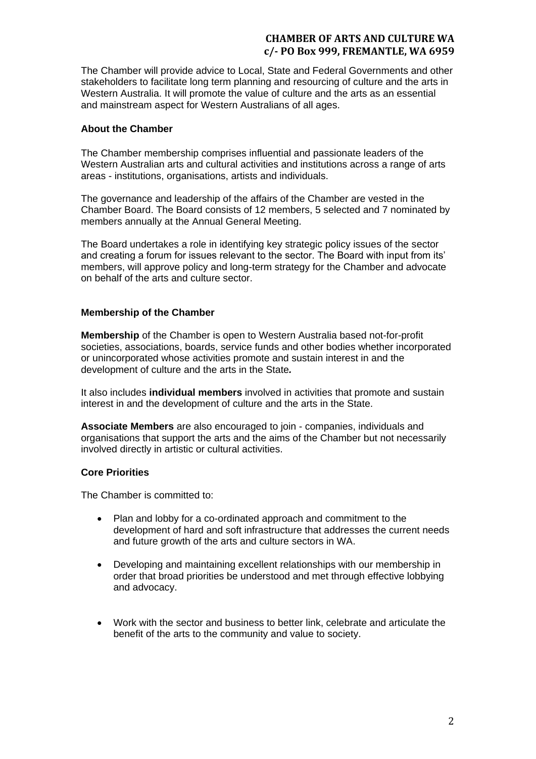The Chamber will provide advice to Local, State and Federal Governments and other stakeholders to facilitate long term planning and resourcing of culture and the arts in Western Australia. It will promote the value of culture and the arts as an essential and mainstream aspect for Western Australians of all ages.

**About the Chamber**

The Chamber membership comprises influential and passionate leaders of the Western Australian arts and cultural activities and institutions across a range of arts areas - institutions, organisations, artists and individuals.

The governance and leadership of the affairs of the Chamber are vested in the Chamber Board. The Board consists of 12 members, 5 selected and 7 nominated by members annually at the Annual General Meeting.

The Board undertakes a role in identifying key strategic policy issues of the sector and creating a forum for issues relevant to the sector. The Board with input from its' members, will approve policy and long-term strategy for the Chamber and advocate on behalf of the arts and culture sector.

**Membership of the Chamber**

**Membership** of the Chamber is open to Western Australia based not-for-profit societies, associations, boards, service funds and other bodies whether incorporated or unincorporated whose activities promote and sustain interest in and the development of culture and the arts in the State***.***

It also includes **individual members** involved in activities that promote and sustain interest in and the development of culture and the arts in the State.

**Associate Members** are also encouraged to join - companies, individuals and organisations that support the arts and the aims of the Chamber but not necessarily involved directly in artistic or cultural activities.

**Core Priorities**

The Chamber is committed to:

- Plan and lobby for a co-ordinated approach and commitment to the development of hard and soft infrastructure that addresses the current needs and future growth of the arts and culture sectors in WA.
- Developing and maintaining excellent relationships with our membership in order that broad priorities be understood and met through effective lobbying and advocacy.
- Work with the sector and business to better link, celebrate and articulate the benefit of the arts to the community and value to society.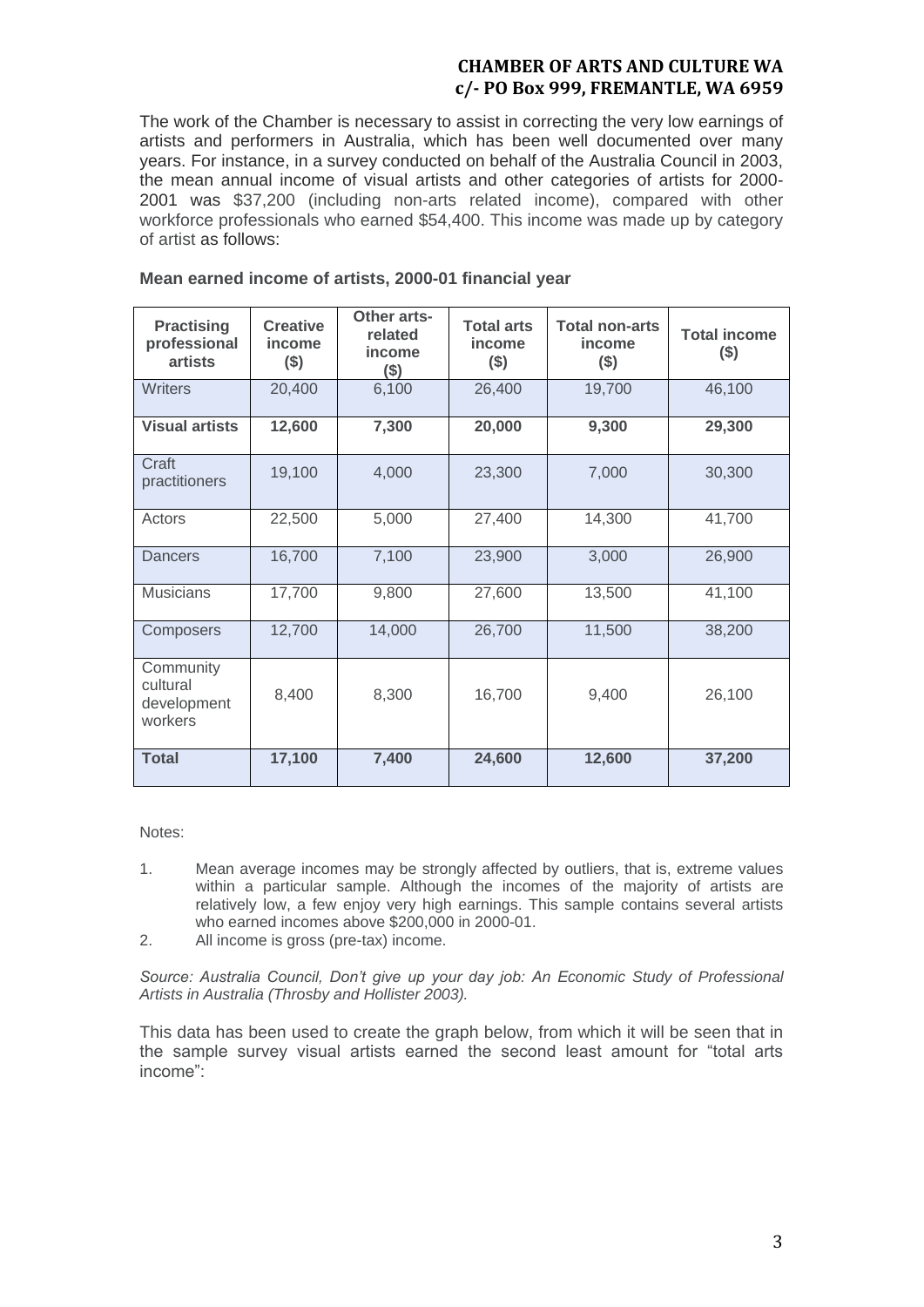**CHAMBER OF ARTS AND CULTURE WA**
**c/- PO Box 999, FREMANTLE, WA 6959**

The work of the Chamber is necessary to assist in correcting the very low earnings of artists and performers in Australia, which has been well documented over many years. For instance, in a survey conducted on behalf of the Australia Council in 2003, the mean annual income of visual artists and other categories of artists for 2000-2001 was $37,200 (including non-arts related income), compared with other workforce professionals who earned $54,400. This income was made up by category of artist as follows:

**Mean earned income of artists, 2000-01 financial year**

| Practising professional artists | Creative income ($) | Other arts-related income ($) | Total arts income ($) | Total non-arts income ($) | Total income ($) |
|---|---|---|---|---|---|
| Writers | 20,400 | 6,100 | 26,400 | 19,700 | 46,100 |
| **Visual artists** | **12,600** | **7,300** | **20,000** | **9,300** | **29,300** |
| Craft practitioners | 19,100 | 4,000 | 23,300 | 7,000 | 30,300 |
| Actors | 22,500 | 5,000 | 27,400 | 14,300 | 41,700 |
| Dancers | 16,700 | 7,100 | 23,900 | 3,000 | 26,900 |
| Musicians | 17,700 | 9,800 | 27,600 | 13,500 | 41,100 |
| Composers | 12,700 | 14,000 | 26,700 | 11,500 | 38,200 |
| Community cultural development workers | 8,400 | 8,300 | 16,700 | 9,400 | 26,100 |
| **Total** | **17,100** | **7,400** | **24,600** | **12,600** | **37,200** |

Notes:

1. Mean average incomes may be strongly affected by outliers, that is, extreme values within a particular sample. Although the incomes of the majority of artists are relatively low, a few enjoy very high earnings. This sample contains several artists who earned incomes above $200,000 in 2000-01.
2. All income is gross (pre-tax) income.

*Source: Australia Council, Don't give up your day job: An Economic Study of Professional Artists in Australia (Throsby and Hollister 2003).*

This data has been used to create the graph below, from which it will be seen that in the sample survey visual artists earned the second least amount for "total arts income":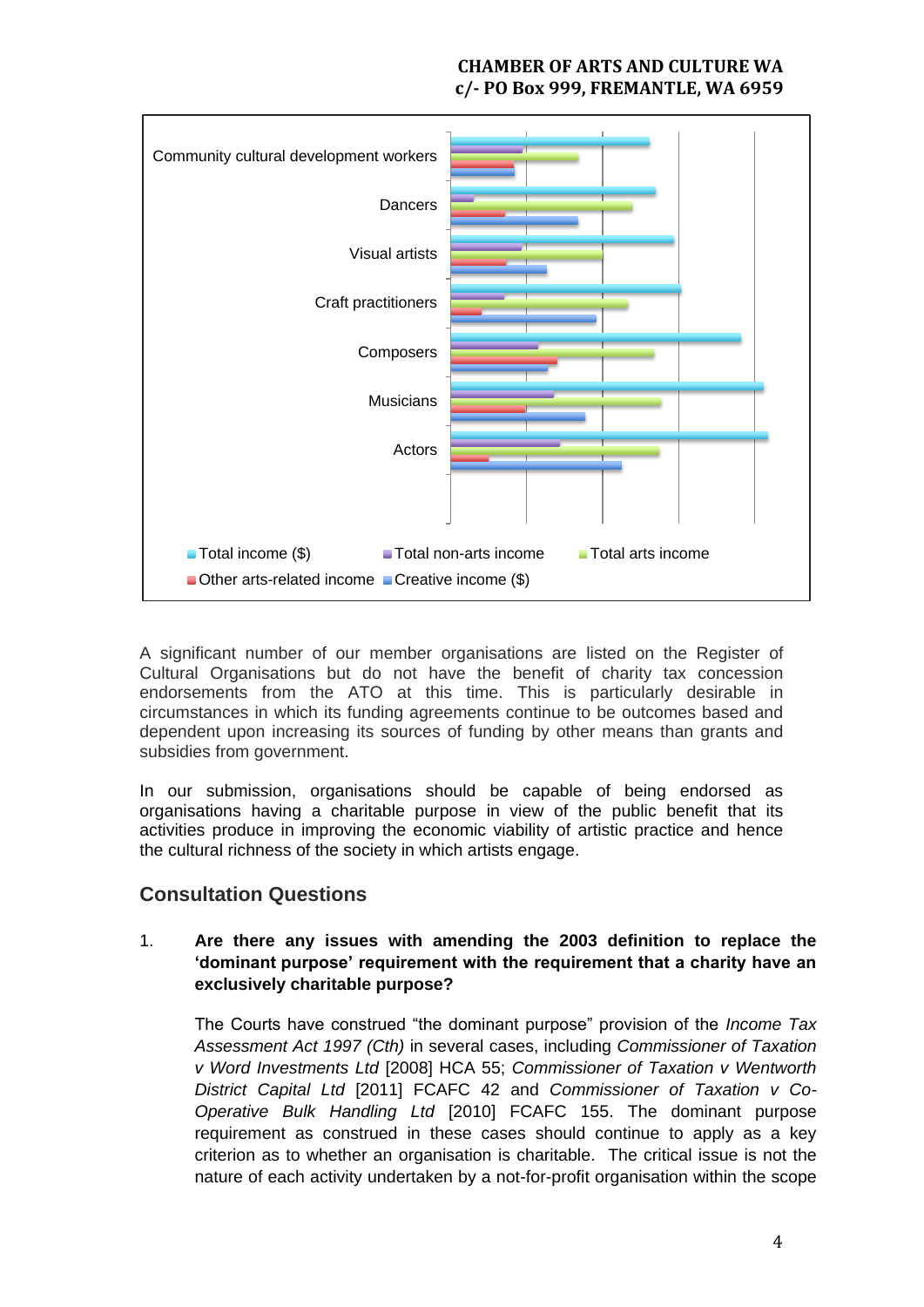Community cultural development workers

Dancers

Visual artists

Craft practitioners

Composers

Musicians

Actors

Total income ($) | Total non-arts income | Total arts income | Other arts-related income | Creative income ($)

A significant number of our member organisations are listed on the Register of Cultural Organisations but do not have the benefit of charity tax concession endorsements from the ATO at this time. This is particularly desirable in circumstances in which its funding agreements continue to be outcomes based and dependent upon increasing its sources of funding by other means than grants and subsidies from government.

In our submission, organisations should be capable of being endorsed as organisations having a charitable purpose in view of the public benefit that its activities produce in improving the economic viability of artistic practice and hence the cultural richness of the society in which artists engage.

## Consultation Questions

1. **Are there any issues with amending the 2003 definition to replace the 'dominant purpose' requirement with the requirement that a charity have an exclusively charitable purpose?**

   The Courts have construed "the dominant purpose" provision of the *Income Tax Assessment Act 1997 (Cth)* in several cases, including *Commissioner of Taxation v Word Investments Ltd* [2008] HCA 55; *Commissioner of Taxation v Wentworth District Capital Ltd* [2011] FCAFC 42 and *Commissioner of Taxation v Co-Operative Bulk Handling Ltd* [2010] FCAFC 155. The dominant purpose requirement as construed in these cases should continue to apply as a key criterion as to whether an organisation is charitable. The critical issue is not the nature of each activity undertaken by a not-for-profit organisation within the scope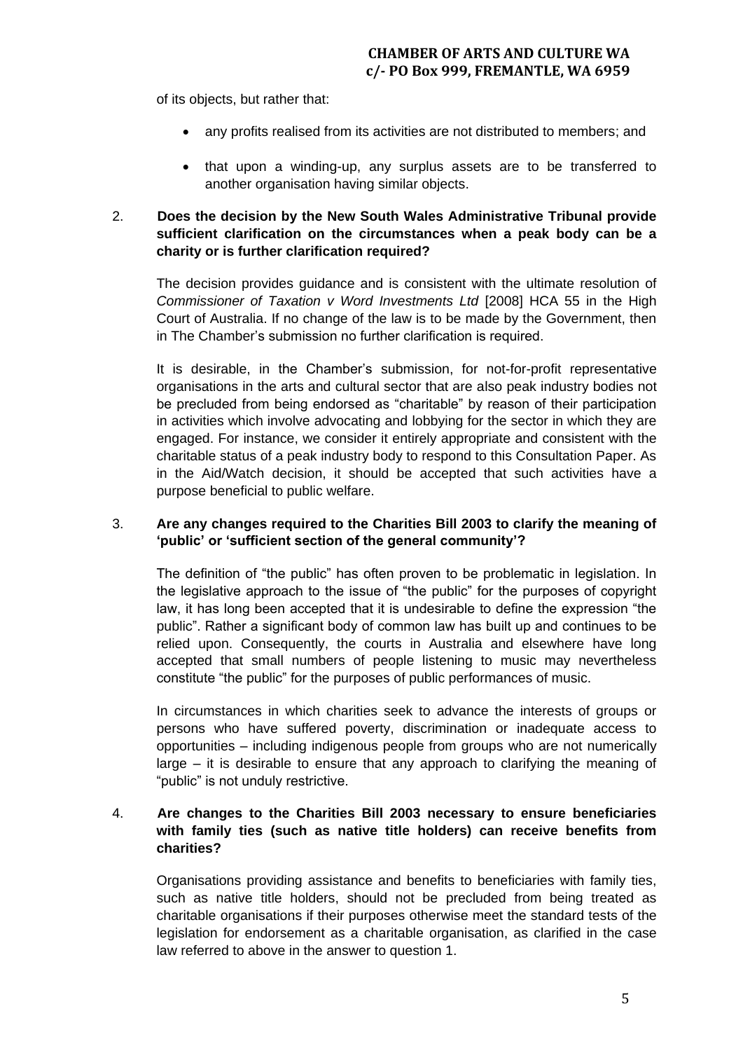of its objects, but rather that:

- any profits realised from its activities are not distributed to members; and
- that upon a winding-up, any surplus assets are to be transferred to another organisation having similar objects.

2. **Does the decision by the New South Wales Administrative Tribunal provide sufficient clarification on the circumstances when a peak body can be a charity or is further clarification required?**

   The decision provides guidance and is consistent with the ultimate resolution of *Commissioner of Taxation v Word Investments Ltd* [2008] HCA 55 in the High Court of Australia. If no change of the law is to be made by the Government, then in The Chamber's submission no further clarification is required.

   It is desirable, in the Chamber's submission, for not-for-profit representative organisations in the arts and cultural sector that are also peak industry bodies not be precluded from being endorsed as "charitable" by reason of their participation in activities which involve advocating and lobbying for the sector in which they are engaged. For instance, we consider it entirely appropriate and consistent with the charitable status of a peak industry body to respond to this Consultation Paper. As in the Aid/Watch decision, it should be accepted that such activities have a purpose beneficial to public welfare.

3. **Are any changes required to the Charities Bill 2003 to clarify the meaning of 'public' or 'sufficient section of the general community'?**

   The definition of "the public" has often proven to be problematic in legislation. In the legislative approach to the issue of "the public" for the purposes of copyright law, it has long been accepted that it is undesirable to define the expression "the public". Rather a significant body of common law has built up and continues to be relied upon. Consequently, the courts in Australia and elsewhere have long accepted that small numbers of people listening to music may nevertheless constitute "the public" for the purposes of public performances of music.

   In circumstances in which charities seek to advance the interests of groups or persons who have suffered poverty, discrimination or inadequate access to opportunities – including indigenous people from groups who are not numerically large – it is desirable to ensure that any approach to clarifying the meaning of "public" is not unduly restrictive.

4. **Are changes to the Charities Bill 2003 necessary to ensure beneficiaries with family ties (such as native title holders) can receive benefits from charities?**

   Organisations providing assistance and benefits to beneficiaries with family ties, such as native title holders, should not be precluded from being treated as charitable organisations if their purposes otherwise meet the standard tests of the legislation for endorsement as a charitable organisation, as clarified in the case law referred to above in the answer to question 1.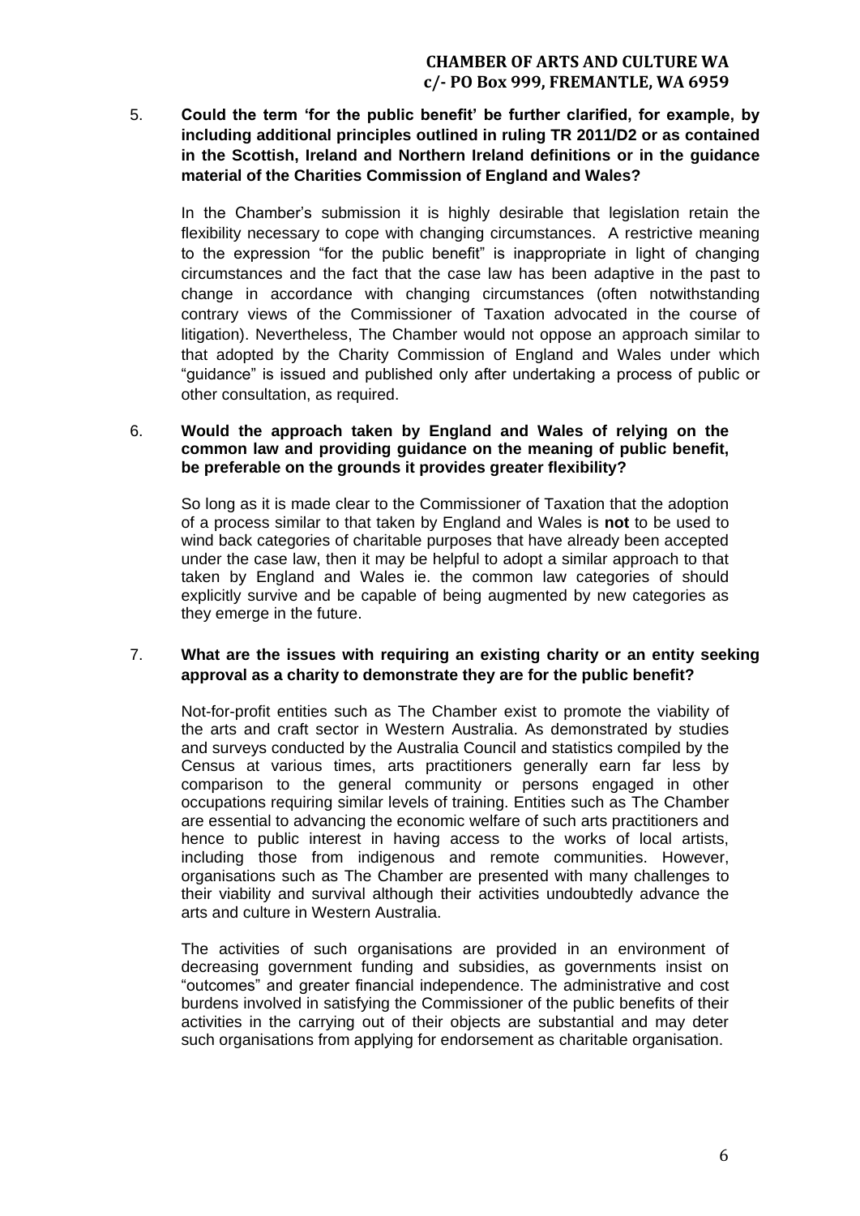5. **Could the term 'for the public benefit' be further clarified, for example, by including additional principles outlined in ruling TR 2011/D2 or as contained in the Scottish, Ireland and Northern Ireland definitions or in the guidance material of the Charities Commission of England and Wales?**

   In the Chamber's submission it is highly desirable that legislation retain the flexibility necessary to cope with changing circumstances. A restrictive meaning to the expression "for the public benefit" is inappropriate in light of changing circumstances and the fact that the case law has been adaptive in the past to change in accordance with changing circumstances (often notwithstanding contrary views of the Commissioner of Taxation advocated in the course of litigation). Nevertheless, The Chamber would not oppose an approach similar to that adopted by the Charity Commission of England and Wales under which "guidance" is issued and published only after undertaking a process of public or other consultation, as required.

6. **Would the approach taken by England and Wales of relying on the common law and providing guidance on the meaning of public benefit, be preferable on the grounds it provides greater flexibility?**

   So long as it is made clear to the Commissioner of Taxation that the adoption of a process similar to that taken by England and Wales is **not** to be used to wind back categories of charitable purposes that have already been accepted under the case law, then it may be helpful to adopt a similar approach to that taken by England and Wales ie. the common law categories of should explicitly survive and be capable of being augmented by new categories as they emerge in the future.

7. **What are the issues with requiring an existing charity or an entity seeking approval as a charity to demonstrate they are for the public benefit?**

   Not-for-profit entities such as The Chamber exist to promote the viability of the arts and craft sector in Western Australia. As demonstrated by studies and surveys conducted by the Australia Council and statistics compiled by the Census at various times, arts practitioners generally earn far less by comparison to the general community or persons engaged in other occupations requiring similar levels of training. Entities such as The Chamber are essential to advancing the economic welfare of such arts practitioners and hence to public interest in having access to the works of local artists, including those from indigenous and remote communities. However, organisations such as The Chamber are presented with many challenges to their viability and survival although their activities undoubtedly advance the arts and culture in Western Australia.

   The activities of such organisations are provided in an environment of decreasing government funding and subsidies, as governments insist on "outcomes" and greater financial independence. The administrative and cost burdens involved in satisfying the Commissioner of the public benefits of their activities in the carrying out of their objects are substantial and may deter such organisations from applying for endorsement as charitable organisation.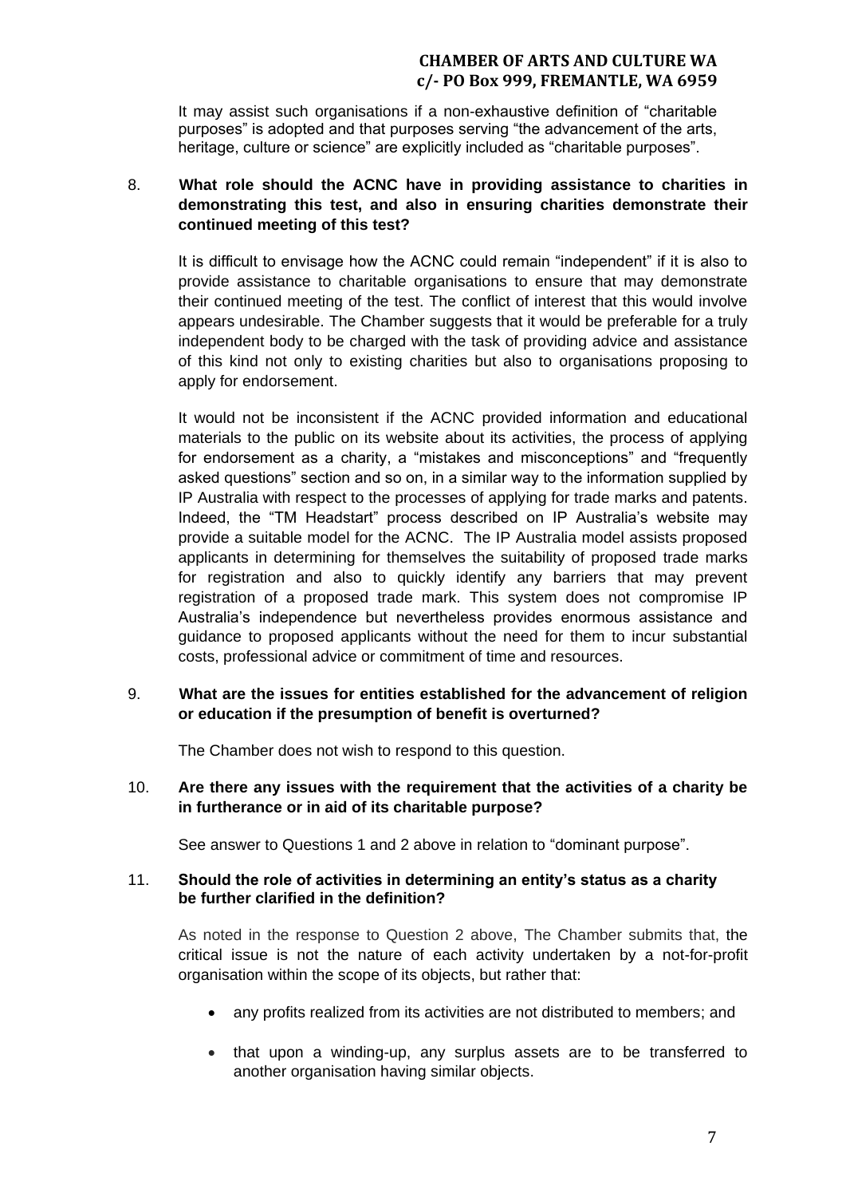It may assist such organisations if a non-exhaustive definition of "charitable purposes" is adopted and that purposes serving "the advancement of the arts, heritage, culture or science" are explicitly included as "charitable purposes".

8. **What role should the ACNC have in providing assistance to charities in demonstrating this test, and also in ensuring charities demonstrate their continued meeting of this test?**

   It is difficult to envisage how the ACNC could remain "independent" if it is also to provide assistance to charitable organisations to ensure that may demonstrate their continued meeting of the test. The conflict of interest that this would involve appears undesirable. The Chamber suggests that it would be preferable for a truly independent body to be charged with the task of providing advice and assistance of this kind not only to existing charities but also to organisations proposing to apply for endorsement.

   It would not be inconsistent if the ACNC provided information and educational materials to the public on its website about its activities, the process of applying for endorsement as a charity, a "mistakes and misconceptions" and "frequently asked questions" section and so on, in a similar way to the information supplied by IP Australia with respect to the processes of applying for trade marks and patents. Indeed, the "TM Headstart" process described on IP Australia's website may provide a suitable model for the ACNC. The IP Australia model assists proposed applicants in determining for themselves the suitability of proposed trade marks for registration and also to quickly identify any barriers that may prevent registration of a proposed trade mark. This system does not compromise IP Australia's independence but nevertheless provides enormous assistance and guidance to proposed applicants without the need for them to incur substantial costs, professional advice or commitment of time and resources.

9. **What are the issues for entities established for the advancement of religion or education if the presumption of benefit is overturned?**

   The Chamber does not wish to respond to this question.

10. **Are there any issues with the requirement that the activities of a charity be in furtherance or in aid of its charitable purpose?**

    See answer to Questions 1 and 2 above in relation to "dominant purpose".

11. **Should the role of activities in determining an entity's status as a charity be further clarified in the definition?**

    As noted in the response to Question 2 above, The Chamber submits that, the critical issue is not the nature of each activity undertaken by a not-for-profit organisation within the scope of its objects, but rather that:

    - any profits realized from its activities are not distributed to members; and
    - that upon a winding-up, any surplus assets are to be transferred to another organisation having similar objects.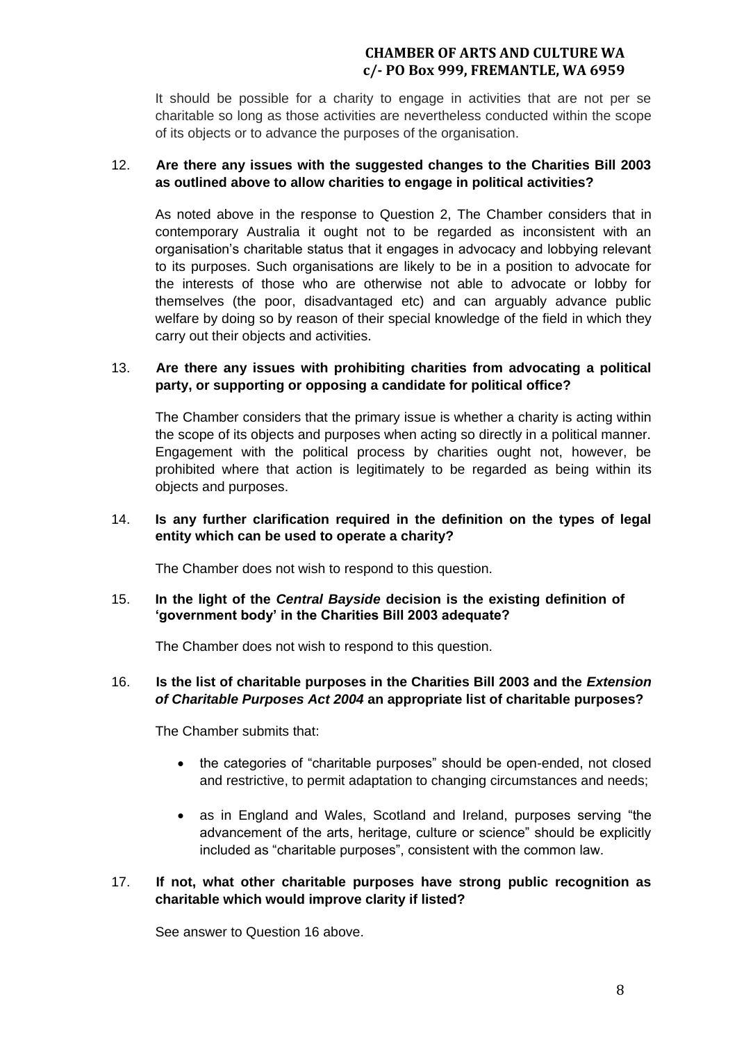It should be possible for a charity to engage in activities that are not per se charitable so long as those activities are nevertheless conducted within the scope of its objects or to advance the purposes of the organisation.

12. **Are there any issues with the suggested changes to the Charities Bill 2003 as outlined above to allow charities to engage in political activities?**

As noted above in the response to Question 2, The Chamber considers that in contemporary Australia it ought not to be regarded as inconsistent with an organisation's charitable status that it engages in advocacy and lobbying relevant to its purposes. Such organisations are likely to be in a position to advocate for the interests of those who are otherwise not able to advocate or lobby for themselves (the poor, disadvantaged etc) and can arguably advance public welfare by doing so by reason of their special knowledge of the field in which they carry out their objects and activities.

13. **Are there any issues with prohibiting charities from advocating a political party, or supporting or opposing a candidate for political office?**

The Chamber considers that the primary issue is whether a charity is acting within the scope of its objects and purposes when acting so directly in a political manner. Engagement with the political process by charities ought not, however, be prohibited where that action is legitimately to be regarded as being within its objects and purposes.

14. **Is any further clarification required in the definition on the types of legal entity which can be used to operate a charity?**

The Chamber does not wish to respond to this question.

15. **In the light of the *Central Bayside* decision is the existing definition of 'government body' in the Charities Bill 2003 adequate?**

The Chamber does not wish to respond to this question.

16. **Is the list of charitable purposes in the Charities Bill 2003 and the *Extension of Charitable Purposes Act 2004* an appropriate list of charitable purposes?**

The Chamber submits that:

- the categories of "charitable purposes" should be open-ended, not closed and restrictive, to permit adaptation to changing circumstances and needs;
- as in England and Wales, Scotland and Ireland, purposes serving "the advancement of the arts, heritage, culture or science" should be explicitly included as "charitable purposes", consistent with the common law.

17. **If not, what other charitable purposes have strong public recognition as charitable which would improve clarity if listed?**

See answer to Question 16 above.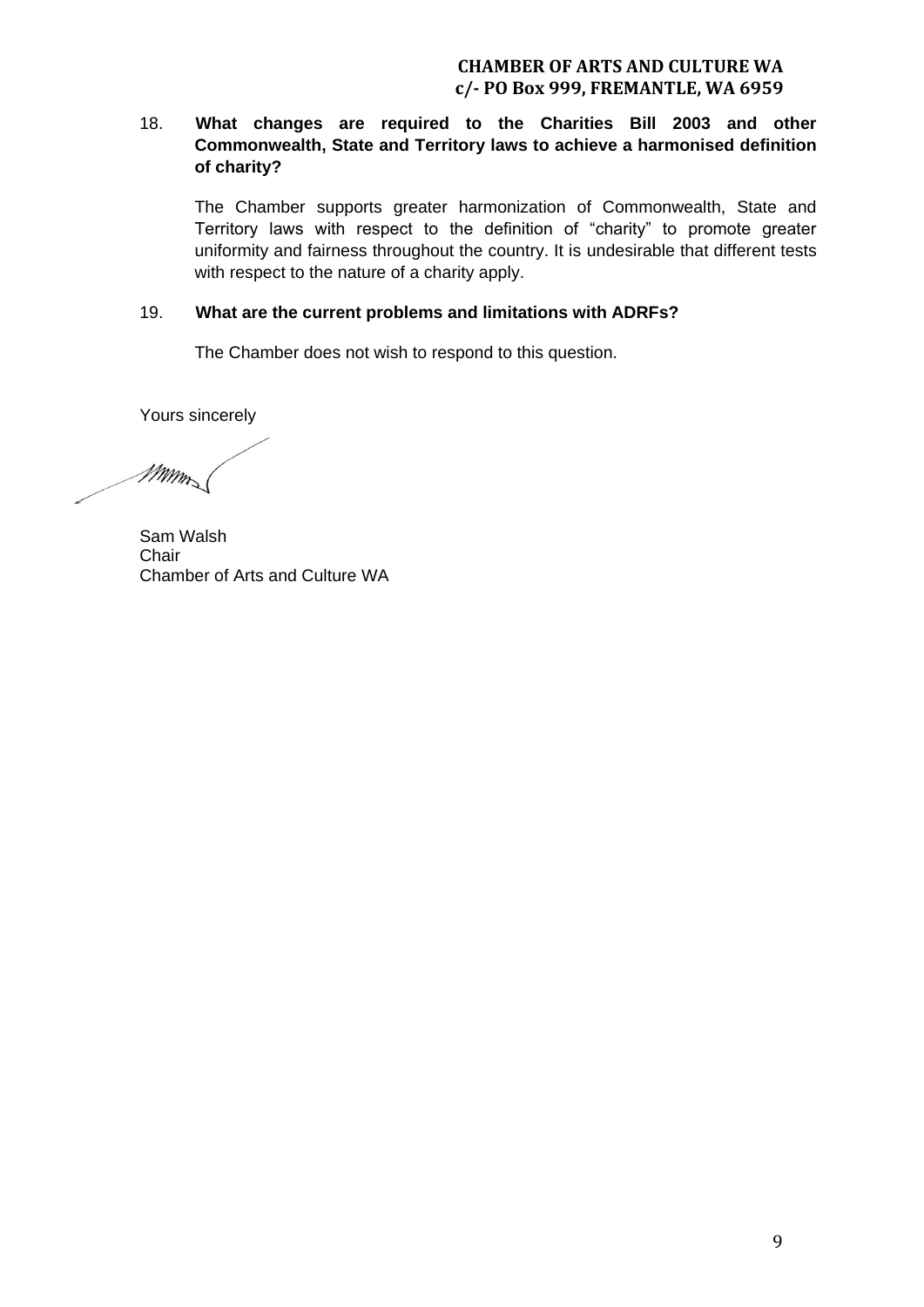**CHAMBER OF ARTS AND CULTURE WA**
**c/- PO Box 999, FREMANTLE, WA 6959**

18. **What changes are required to the Charities Bill 2003 and other Commonwealth, State and Territory laws to achieve a harmonised definition of charity?**

    The Chamber supports greater harmonization of Commonwealth, State and Territory laws with respect to the definition of "charity" to promote greater uniformity and fairness throughout the country. It is undesirable that different tests with respect to the nature of a charity apply.

19. **What are the current problems and limitations with ADRFs?**

    The Chamber does not wish to respond to this question.

Yours sincerely

Sam Walsh
Chair
Chamber of Arts and Culture WA